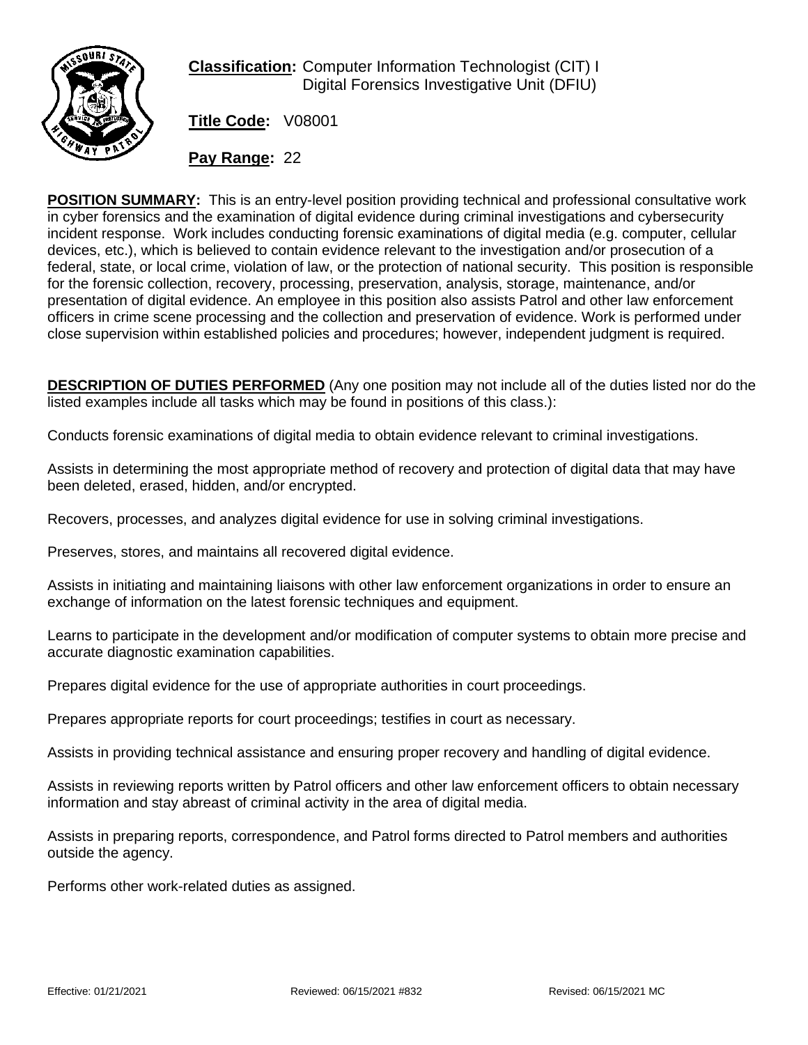**Classification:** Computer Information Technologist (CIT) I
Digital Forensics Investigative Unit (DFIU)

**Title Code:** V08001

**Pay Range:** 22

**POSITION SUMMARY:** This is an entry-level position providing technical and professional consultative work in cyber forensics and the examination of digital evidence during criminal investigations and cybersecurity incident response. Work includes conducting forensic examinations of digital media (e.g. computer, cellular devices, etc.), which is believed to contain evidence relevant to the investigation and/or prosecution of a federal, state, or local crime, violation of law, or the protection of national security. This position is responsible for the forensic collection, recovery, processing, preservation, analysis, storage, maintenance, and/or presentation of digital evidence. An employee in this position also assists Patrol and other law enforcement officers in crime scene processing and the collection and preservation of evidence. Work is performed under close supervision within established policies and procedures; however, independent judgment is required.

**DESCRIPTION OF DUTIES PERFORMED** (Any one position may not include all of the duties listed nor do the listed examples include all tasks which may be found in positions of this class.):

Conducts forensic examinations of digital media to obtain evidence relevant to criminal investigations.

Assists in determining the most appropriate method of recovery and protection of digital data that may have been deleted, erased, hidden, and/or encrypted.

Recovers, processes, and analyzes digital evidence for use in solving criminal investigations.

Preserves, stores, and maintains all recovered digital evidence.

Assists in initiating and maintaining liaisons with other law enforcement organizations in order to ensure an exchange of information on the latest forensic techniques and equipment.

Learns to participate in the development and/or modification of computer systems to obtain more precise and accurate diagnostic examination capabilities.

Prepares digital evidence for the use of appropriate authorities in court proceedings.

Prepares appropriate reports for court proceedings; testifies in court as necessary.

Assists in providing technical assistance and ensuring proper recovery and handling of digital evidence.

Assists in reviewing reports written by Patrol officers and other law enforcement officers to obtain necessary information and stay abreast of criminal activity in the area of digital media.

Assists in preparing reports, correspondence, and Patrol forms directed to Patrol members and authorities outside the agency.

Performs other work-related duties as assigned.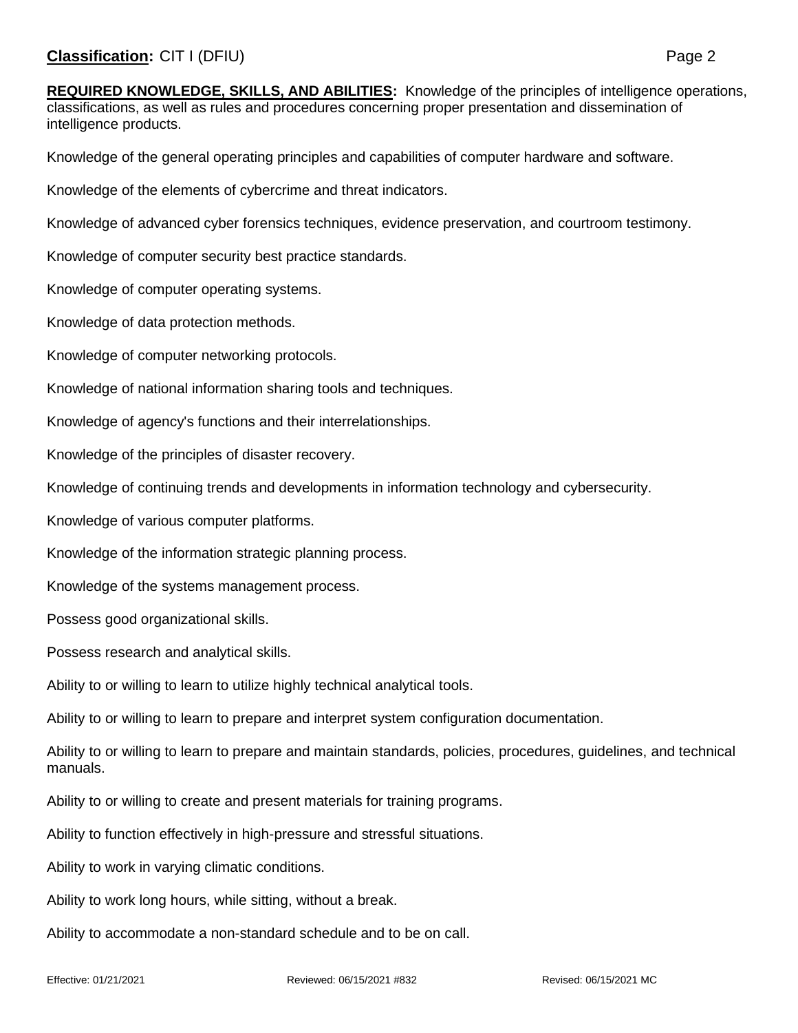**REQUIRED KNOWLEDGE, SKILLS, AND ABILITIES:** Knowledge of the principles of intelligence operations, classifications, as well as rules and procedures concerning proper presentation and dissemination of intelligence products.

Knowledge of the general operating principles and capabilities of computer hardware and software.

Knowledge of the elements of cybercrime and threat indicators.

Knowledge of advanced cyber forensics techniques, evidence preservation, and courtroom testimony.

Knowledge of computer security best practice standards.

Knowledge of computer operating systems.

Knowledge of data protection methods.

Knowledge of computer networking protocols.

Knowledge of national information sharing tools and techniques.

Knowledge of agency's functions and their interrelationships.

Knowledge of the principles of disaster recovery.

Knowledge of continuing trends and developments in information technology and cybersecurity.

Knowledge of various computer platforms.

Knowledge of the information strategic planning process.

Knowledge of the systems management process.

Possess good organizational skills.

Possess research and analytical skills.

Ability to or willing to learn to utilize highly technical analytical tools.

Ability to or willing to learn to prepare and interpret system configuration documentation.

Ability to or willing to learn to prepare and maintain standards, policies, procedures, guidelines, and technical manuals.

Ability to or willing to create and present materials for training programs.

Ability to function effectively in high-pressure and stressful situations.

Ability to work in varying climatic conditions.

Ability to work long hours, while sitting, without a break.

Ability to accommodate a non-standard schedule and to be on call.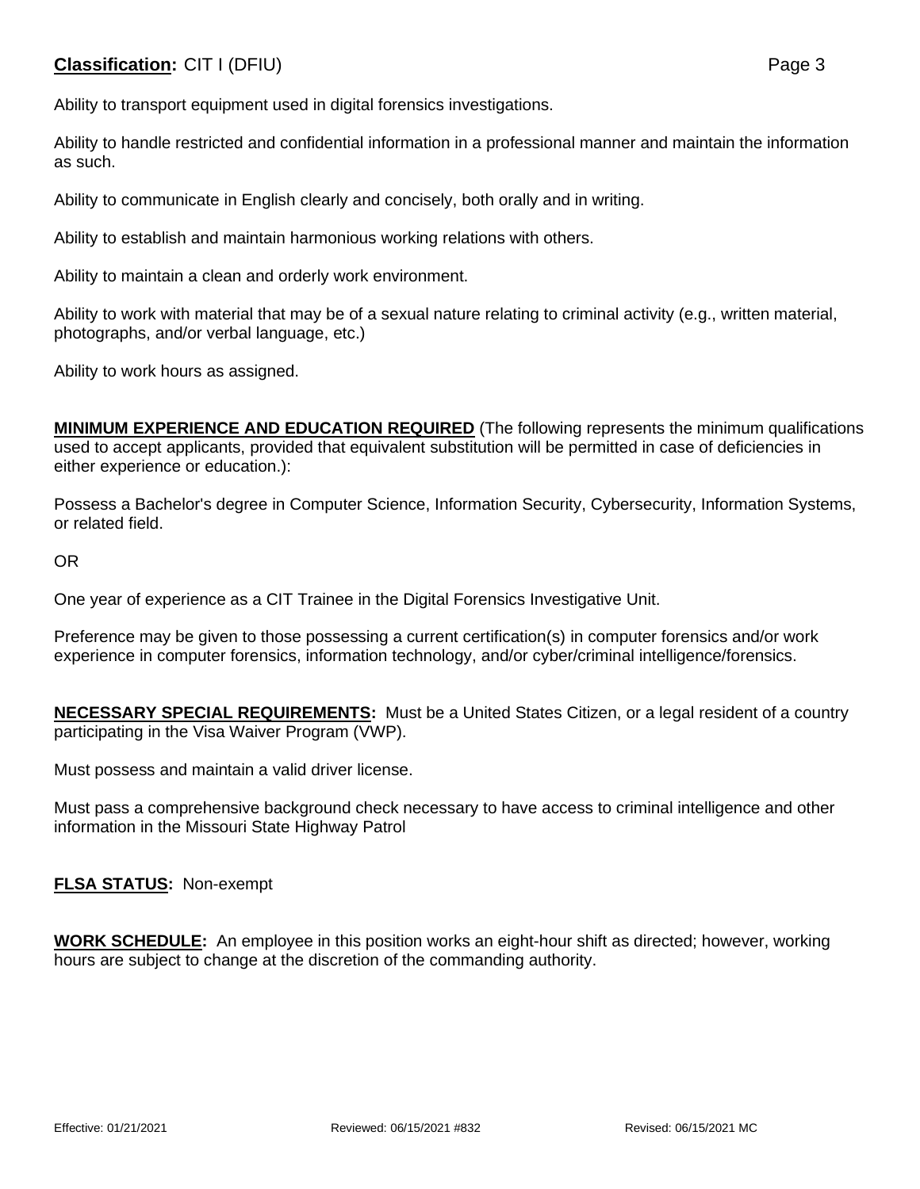Ability to transport equipment used in digital forensics investigations.

Ability to handle restricted and confidential information in a professional manner and maintain the information as such.

Ability to communicate in English clearly and concisely, both orally and in writing.

Ability to establish and maintain harmonious working relations with others.

Ability to maintain a clean and orderly work environment.

Ability to work with material that may be of a sexual nature relating to criminal activity (e.g., written material, photographs, and/or verbal language, etc.)

Ability to work hours as assigned.

**MINIMUM EXPERIENCE AND EDUCATION REQUIRED** (The following represents the minimum qualifications used to accept applicants, provided that equivalent substitution will be permitted in case of deficiencies in either experience or education.):

Possess a Bachelor's degree in Computer Science, Information Security, Cybersecurity, Information Systems, or related field.

OR

One year of experience as a CIT Trainee in the Digital Forensics Investigative Unit.

Preference may be given to those possessing a current certification(s) in computer forensics and/or work experience in computer forensics, information technology, and/or cyber/criminal intelligence/forensics.

**NECESSARY SPECIAL REQUIREMENTS:** Must be a United States Citizen, or a legal resident of a country participating in the Visa Waiver Program (VWP).

Must possess and maintain a valid driver license.

Must pass a comprehensive background check necessary to have access to criminal intelligence and other information in the Missouri State Highway Patrol

**FLSA STATUS:** Non-exempt

**WORK SCHEDULE:** An employee in this position works an eight-hour shift as directed; however, working hours are subject to change at the discretion of the commanding authority.